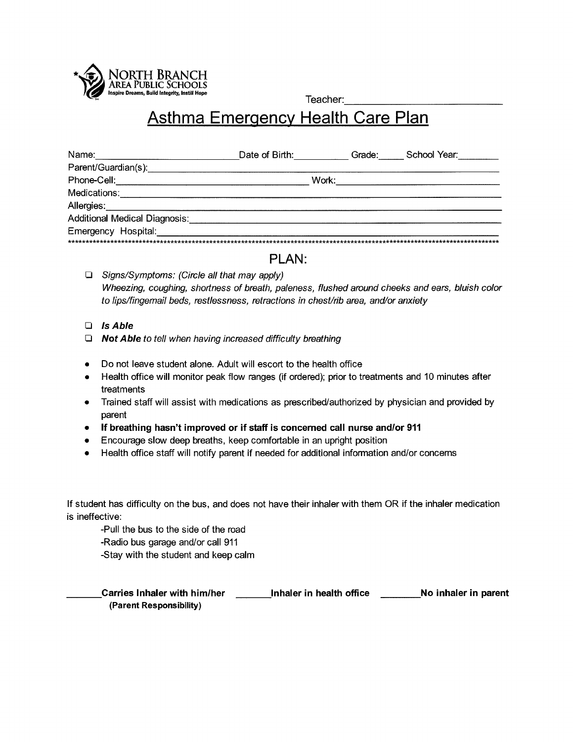NORTH BRANCH AREA PUBLIC SCHOOLS
Inspire Dreams, Build Integrity, Instill Hope

Teacher:\_\_\_\_\_\_\_\_\_\_\_\_\_\_\_\_\_\_\_\_\_\_\_\_\_\_\_\_

# Asthma Emergency Health Care Plan

Name:\_\_\_\_\_\_\_\_\_\_\_\_\_\_\_\_\_\_\_\_\_\_\_\_\_\_\_\_ Date of Birth:\_\_\_\_\_\_\_\_\_\_\_ Grade:\_\_\_\_\_ School Year:\_\_\_\_\_\_\_\_

Parent/Guardian(s):\_\_\_\_\_\_\_\_\_\_\_\_\_\_\_\_\_\_\_\_\_\_\_\_\_\_\_\_\_\_\_\_\_\_\_\_\_\_\_\_\_\_\_\_\_\_\_\_\_\_\_\_\_\_\_\_\_\_\_\_\_\_\_\_

Phone-Cell:\_\_\_\_\_\_\_\_\_\_\_\_\_\_\_\_\_\_\_\_\_\_\_\_\_\_\_\_\_\_\_\_\_\_\_\_\_\_\_ Work:\_\_\_\_\_\_\_\_\_\_\_\_\_\_\_\_\_\_\_\_\_\_\_\_\_\_\_\_\_\_\_\_

Medications:\_\_\_\_\_\_\_\_\_\_\_\_\_\_\_\_\_\_\_\_\_\_\_\_\_\_\_\_\_\_\_\_\_\_\_\_\_\_\_\_\_\_\_\_\_\_\_\_\_\_\_\_\_\_\_\_\_\_\_\_\_\_\_\_\_\_\_\_\_\_\_

Allergies:\_\_\_\_\_\_\_\_\_\_\_\_\_\_\_\_\_\_\_\_\_\_\_\_\_\_\_\_\_\_\_\_\_\_\_\_\_\_\_\_\_\_\_\_\_\_\_\_\_\_\_\_\_\_\_\_\_\_\_\_\_\_\_\_\_\_\_\_\_\_\_\_\_

Additional Medical Diagnosis:\_\_\_\_\_\_\_\_\_\_\_\_\_\_\_\_\_\_\_\_\_\_\_\_\_\_\_\_\_\_\_\_\_\_\_\_\_\_\_\_\_\_\_\_\_\_\_\_\_\_\_\_\_\_\_\_

Emergency Hospital:\_\_\_\_\_\_\_\_\_\_\_\_\_\_\_\_\_\_\_\_\_\_\_\_\_\_\_\_\_\_\_\_\_\_\_\_\_\_\_\_\_\_\_\_\_\_\_\_\_\_\_\_\_\_\_\_\_\_\_\_\_\_\_\_

\*\*\*\*\*\*\*\*\*\*\*\*\*\*\*\*\*\*\*\*\*\*\*\*\*\*\*\*\*\*\*\*\*\*\*\*\*\*\*\*\*\*\*\*\*\*\*\*\*\*\*\*\*\*\*\*\*\*\*\*\*\*\*\*\*\*\*\*\*\*\*\*\*\*\*\*\*\*\*\*\*\*\*\*\*\*\*\*

## PLAN:

- ☐ *Signs/Symptoms: (Circle all that may apply)*
  *Wheezing, coughing, shortness of breath, paleness, flushed around cheeks and ears, bluish color to lips/fingernail beds, restlessness, retractions in chest/rib area, and/or anxiety*

- ☐ ***Is Able***
- ☐ ***Not Able*** *to tell when having increased difficulty breathing*

- Do not leave student alone. Adult will escort to the health office
- Health office will monitor peak flow ranges (if ordered); prior to treatments and 10 minutes after treatments
- Trained staff will assist with medications as prescribed/authorized by physician and provided by parent
- **If breathing hasn't improved or if staff is concerned call nurse and/or 911**
- Encourage slow deep breaths, keep comfortable in an upright position
- Health office staff will notify parent if needed for additional information and/or concerns

If student has difficulty on the bus, and does not have their inhaler with them OR if the inhaler medication is ineffective:

-Pull the bus to the side of the road
-Radio bus garage and/or call 911
-Stay with the student and keep calm

\_\_\_\_\_\_\_**Carries Inhaler with him/her** \_\_\_\_\_\_\_**Inhaler in health office** \_\_\_\_\_\_\_\_**No inhaler in parent**
**(Parent Responsibility)**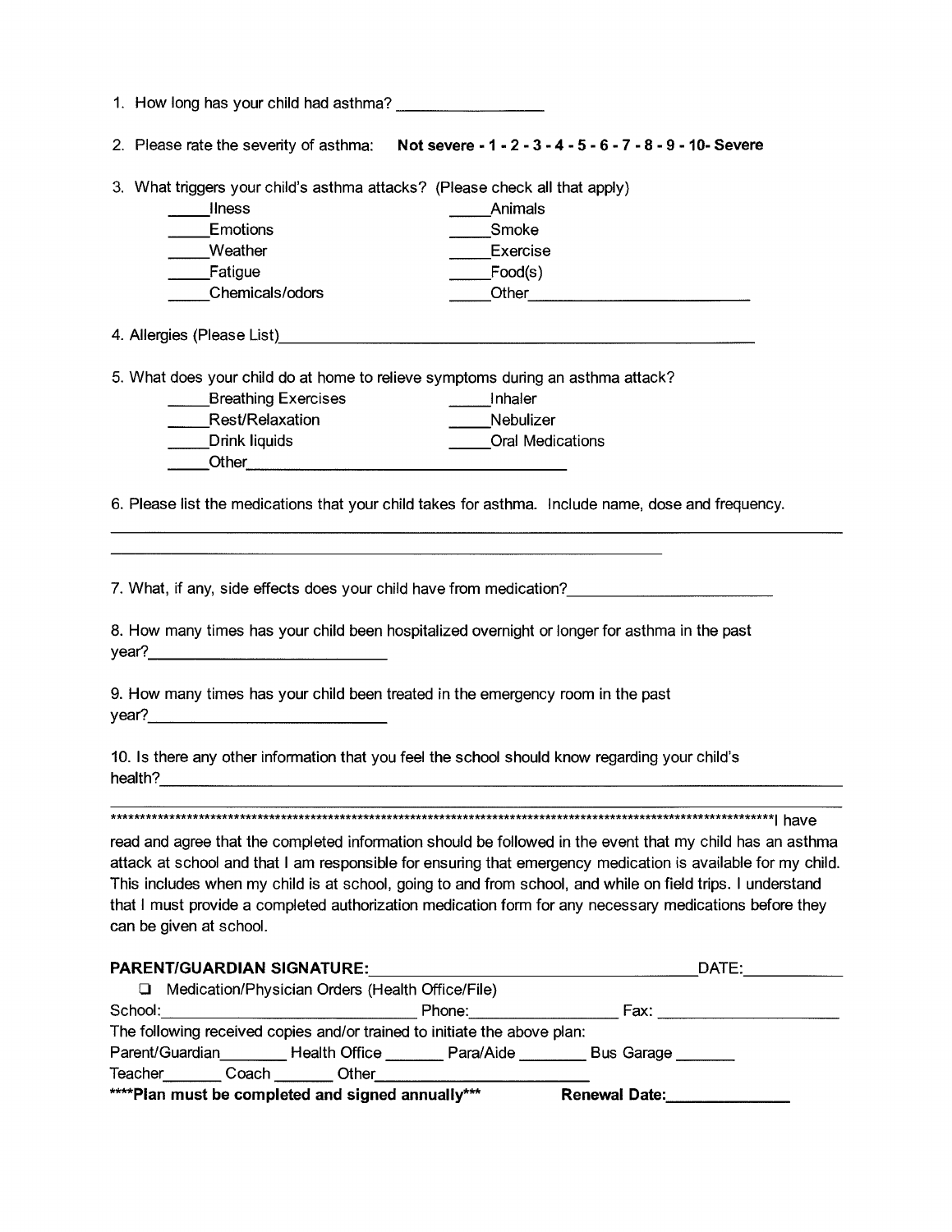1. How long has your child had asthma? ________________

2. Please rate the severity of asthma: **Not severe - 1 - 2 - 3 - 4 - 5 - 6 - 7 - 8 - 9 - 10- Severe**

3. What triggers your child's asthma attacks? (Please check all that apply)

   _____llness
   _____Emotions
   _____Weather
   _____Fatigue
   _____Chemicals/odors
   _____Animals
   _____Smoke
   _____Exercise
   _____Food(s)
   _____Other__________________________

4. Allergies (Please List)________________________________________________________

5. What does your child do at home to relieve symptoms during an asthma attack?

   _____Breathing Exercises
   _____Rest/Relaxation
   _____Drink liquids
   _____Other____________________________________
   _____Inhaler
   _____Nebulizer
   _____Oral Medications

6. Please list the medications that your child takes for asthma. Include name, dose and frequency.

________________________________________________________________________________
_______________________________________________________________

7. What, if any, side effects does your child have from medication?________________________

8. How many times has your child been hospitalized overnight or longer for asthma in the past year?___________________________

9. How many times has your child been treated in the emergency room in the past year?___________________________

10. Is there any other information that you feel the school should know regarding your child's health?________________________________________________________________________
________________________________________________________________________________

*********************************************************************************************************************I have read and agree that the completed information should be followed in the event that my child has an asthma attack at school and that I am responsible for ensuring that emergency medication is available for my child. This includes when my child is at school, going to and from school, and while on field trips. I understand that I must provide a completed authorization medication form for any necessary medications before they can be given at school.

**PARENT/GUARDIAN SIGNATURE:**____________________________________DATE:___________

❑ Medication/Physician Orders (Health Office/File)

School:______________________________ Phone:________________ Fax: ____________________

The following received copies and/or trained to initiate the above plan:

Parent/Guardian________ Health Office _______ Para/Aide ________ Bus Garage _______

Teacher_______ Coach _______ Other________________________

**\*\*\*\*Plan must be completed and signed annually\*\*\*** **Renewal Date:**______________